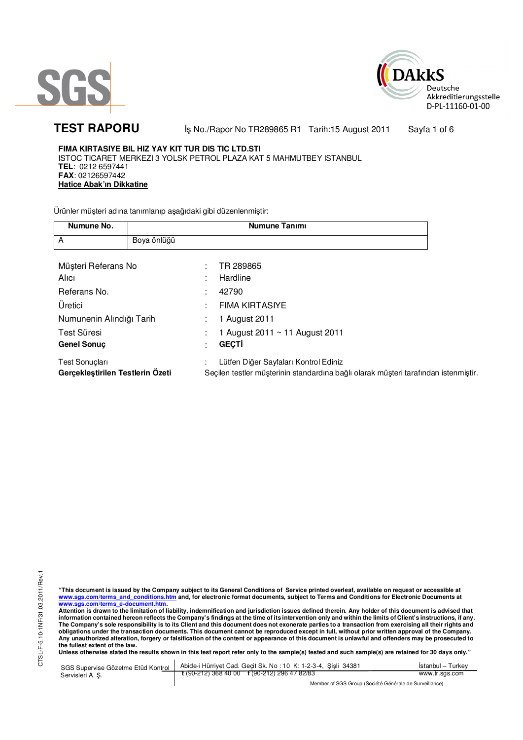SGS

DAkkS
Deutsche
Akkreditierungsstelle
D-PL-11160-01-00

# TEST RAPORU

İş No./Rapor No TR289865 R1   Tarih:15 August 2011

**FIMA KIRTASIYE BIL HIZ YAY KIT TUR DIS TIC LTD.STI**
ISTOC TICARET MERKEZI 3 YOLSK PETROL PLAZA KAT 5 MAHMUTBEY ISTANBUL
**TEL**: 0212 6597441
**FAX**: 02126597442
**Hatice Abak'ın Dikkatine**

Ürünler müşteri adına tanımlanıp aşağıdaki gibi düzenlenmiştir:

| Numune No. | Numune Tanımı |
|---|---|
| A | Boya önlüğü |

| | | |
|---|---|---|
| Müşteri Referans No | : | TR 289865 |
| Alıcı | : | Hardline |
| Referans No. | : | 42790 |
| Üretici | : | FIMA KIRTASIYE |
| Numunenin Alındığı Tarih | : | 1 August 2011 |
| Test Süresi | : | 1 August 2011 ~ 11 August 2011 |
| **Genel Sonuç** | : | **GEÇTİ** |
| Test Sonuçları | : | Lütfen Diğer Sayfaları Kontrol Ediniz |
| **Gerçekleştirilen Testlerin Özeti** | | Seçilen testler müşterinin standardına bağlı olarak müşteri tarafından istenmiştir. |

**"This document is issued by the Company subject to its General Conditions of Service printed overleaf, available on request or accessible at www.sgs.com/terms_and_conditions.htm and, for electronic format documents, subject to Terms and Conditions for Electronic Documents at www.sgs.com/terms_e-document.htm.**
**Attention is drawn to the limitation of liability, indemnification and jurisdiction issues defined therein. Any holder of this document is advised that information contained hereon reflects the Company's findings at the time of its intervention only and within the limits of Client's instructions, if any. The Company's sole responsibility is to its Client and this document does not exonerate parties to a transaction from exercising all their rights and obligations under the transaction documents. This document cannot be reproduced except in full, without prior written approval of the Company. Any unauthorized alteration, forgery or falsification of the content or appearance of this document is unlawful and offenders may be prosecuted to the fullest extent of the law.**
**Unless otherwise stated the results shown in this test report refer only to the sample(s) tested and such sample(s) are retained for 30 days only."**

SGS Supervise Gözetme Etüd Kontrol Servisleri A. Ş. | Abide-i Hürriyet Cad. Geçit Sk. No : 10 K: 1-2-3-4, Şişli 34381 | t (90-212) 368 40 00 f (90-212) 296 47 82/83 | İstanbul – Turkey | www.tr.sgs.com

Member of SGS Group (Société Générale de Surveillance)

CTSL-F-5.10-1NF/31.03.2011/Rev.1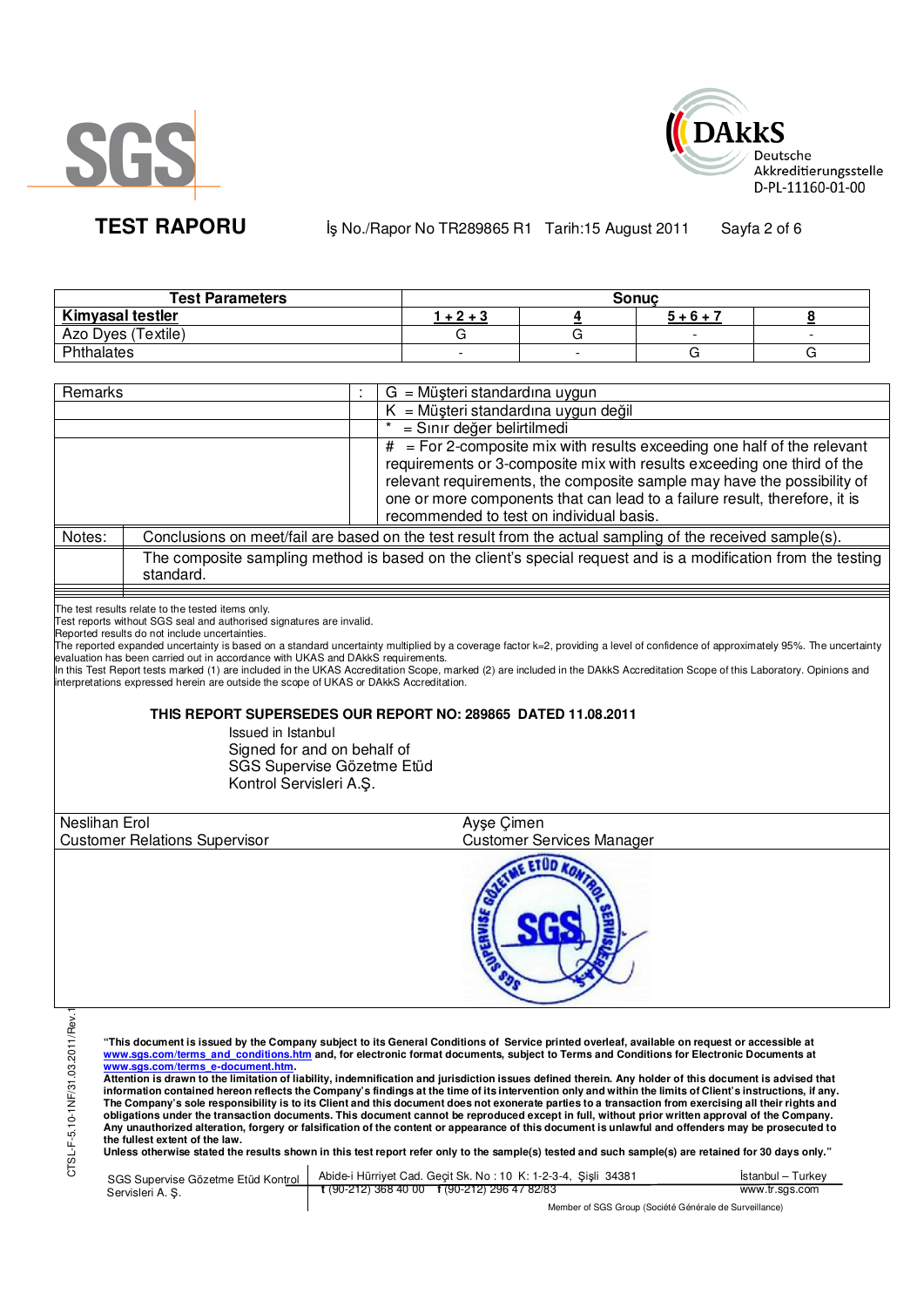**TEST RAPORU**

İş No./Rapor No TR289865 R1 Tarih:15 August 2011

| Test Parameters | Sonuç | | | |
|---|---|---|---|---|
| **Kimyasal testler** | 1 + 2 + 3 | 4 | 5 + 6 + 7 | 8 |
| Azo Dyes (Textile) | G | G | - | - |
| Phthalates | - | - | G | G |

| | | |
|---|---|---|
| Remarks | : | G = Müşteri standardına uygun |
| | | K = Müşteri standardına uygun değil |
| | | * = Sınır değer belirtilmedi |
| | | # = For 2-composite mix with results exceeding one half of the relevant requirements or 3-composite mix with results exceeding one third of the relevant requirements, the composite sample may have the possibility of one or more components that can lead to a failure result, therefore, it is recommended to test on individual basis. |
| Notes: | | Conclusions on meet/fail are based on the test result from the actual sampling of the received sample(s). |
| | | The composite sampling method is based on the client's special request and is a modification from the testing standard. |

The test results relate to the tested items only.
Test reports without SGS seal and authorised signatures are invalid.
Reported results do not include uncertainties.
The reported expanded uncertainty is based on a standard uncertainty multiplied by a coverage factor k=2, providing a level of confidence of approximately 95%. The uncertainty evaluation has been carried out in accordance with UKAS and DAkkS requirements.
In this Test Report tests marked (1) are included in the UKAS Accreditation Scope, marked (2) are included in the DAkkS Accreditation Scope of this Laboratory. Opinions and interpretations expressed herein are outside the scope of UKAS or DAkkS Accreditation.

**THIS REPORT SUPERSEDES OUR REPORT NO: 289865 DATED 11.08.2011**

Issued in Istanbul
Signed for and on behalf of
SGS Supervise Gözetme Etüd
Kontrol Servisleri A.Ş.

| | |
|---|---|
| Neslihan Erol | Ayşe Çimen |
| Customer Relations Supervisor | Customer Services Manager |

CTSL-F-5.10-1NF/31.03.2011/Rev.1

**"This document is issued by the Company subject to its General Conditions of Service printed overleaf, available on request or accessible at www.sgs.com/terms_and_conditions.htm and, for electronic format documents, subject to Terms and Conditions for Electronic Documents at www.sgs.com/terms_e-document.htm.**
**Attention is drawn to the limitation of liability, indemnification and jurisdiction issues defined therein. Any holder of this document is advised that information contained hereon reflects the Company's findings at the time of its intervention only and within the limits of Client's instructions, if any. The Company's sole responsibility is to its Client and this document does not exonerate parties to a transaction from exercising all their rights and obligations under the transaction documents. This document cannot be reproduced except in full, without prior written approval of the Company. Any unauthorized alteration, forgery or falsification of the content or appearance of this document is unlawful and offenders may be prosecuted to the fullest extent of the law.**
**Unless otherwise stated the results shown in this test report refer only to the sample(s) tested and such sample(s) are retained for 30 days only."**

SGS Supervise Gözetme Etüd Kontrol Servisleri A. Ş. | Abide-i Hürriyet Cad. Geçit Sk. No : 10 K: 1-2-3-4, Şişli 34381 t (90-212) 368 40 00 f (90-212) 296 47 82/83 | İstanbul – Turkey www.tr.sgs.com

Member of SGS Group (Société Générale de Surveillance)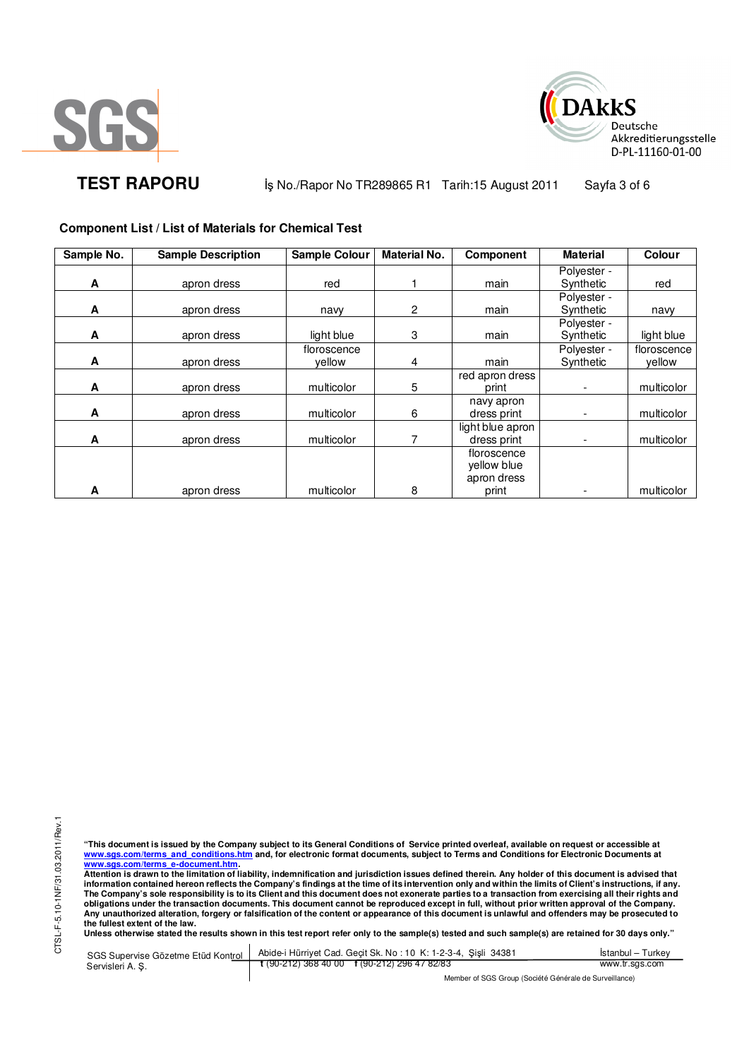**TEST RAPORU** İş No./Rapor No TR289865 R1 Tarih:15 August 2011

## Component List / List of Materials for Chemical Test

| Sample No. | Sample Description | Sample Colour | Material No. | Component | Material | Colour |
|---|---|---|---|---|---|---|
| A | apron dress | red | 1 | main | Polyester - Synthetic | red |
| A | apron dress | navy | 2 | main | Polyester - Synthetic | navy |
| A | apron dress | light blue | 3 | main | Polyester - Synthetic | light blue |
| A | apron dress | floroscence yellow | 4 | main | Polyester - Synthetic | floroscence yellow |
| A | apron dress | multicolor | 5 | red apron dress print | - | multicolor |
| A | apron dress | multicolor | 6 | navy apron dress print | - | multicolor |
| A | apron dress | multicolor | 7 | light blue apron dress print | - | multicolor |
| A | apron dress | multicolor | 8 | floroscence yellow blue apron dress print | - | multicolor |

**"This document is issued by the Company subject to its General Conditions of Service printed overleaf, available on request or accessible at www.sgs.com/terms_and_conditions.htm and, for electronic format documents, subject to Terms and Conditions for Electronic Documents at www.sgs.com/terms_e-document.htm.**
**Attention is drawn to the limitation of liability, indemnification and jurisdiction issues defined therein. Any holder of this document is advised that information contained hereon reflects the Company's findings at the time of its intervention only and within the limits of Client's instructions, if any. The Company's sole responsibility is to its Client and this document does not exonerate parties to a transaction from exercising all their rights and obligations under the transaction documents. This document cannot be reproduced except in full, without prior written approval of the Company. Any unauthorized alteration, forgery or falsification of the content or appearance of this document is unlawful and offenders may be prosecuted to the fullest extent of the law.**
**Unless otherwise stated the results shown in this test report refer only to the sample(s) tested and such sample(s) are retained for 30 days only."**

SGS Supervise Gözetme Etüd Kontrol Servisleri A. Ş. | Abide-i Hürriyet Cad. Geçit Sk. No : 10 K: 1-2-3-4, Şişli 34381 | İstanbul – Turkey
t (90-212) 368 40 00 f (90-212) 296 47 82/83 | www.tr.sgs.com

Member of SGS Group (Société Générale de Surveillance)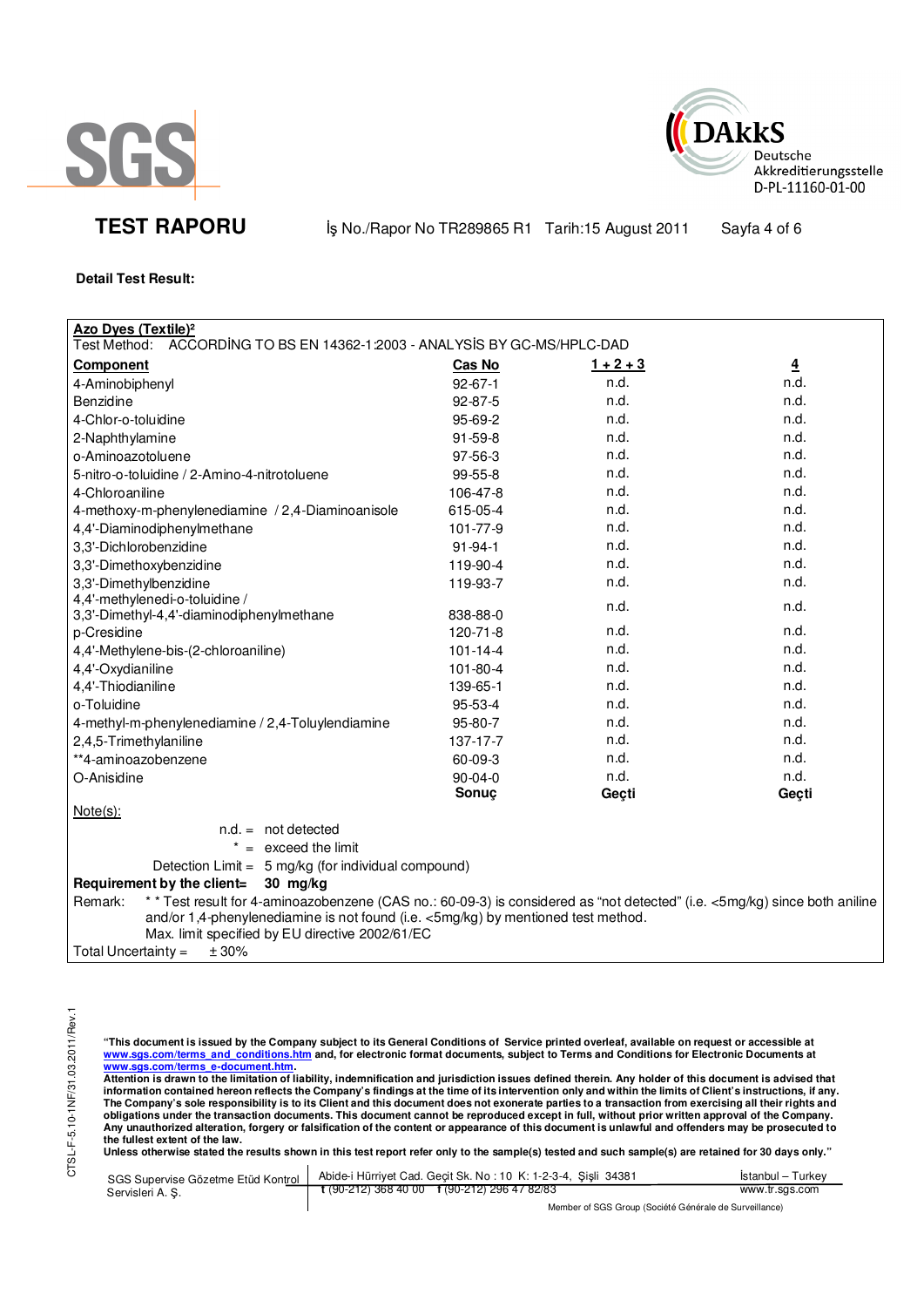**TEST RAPORU** İş No./Rapor No TR289865 R1 Tarih:15 August 2011

**Detail Test Result:**

**Azo Dyes (Textile)²**

Test Method: ACCORDİNG TO BS EN 14362-1:2003 - ANALYSİS BY GC-MS/HPLC-DAD

| Component | Cas No | 1 + 2 + 3 | 4 |
|---|---|---|---|
| 4-Aminobiphenyl | 92-67-1 | n.d. | n.d. |
| Benzidine | 92-87-5 | n.d. | n.d. |
| 4-Chlor-o-toluidine | 95-69-2 | n.d. | n.d. |
| 2-Naphthylamine | 91-59-8 | n.d. | n.d. |
| o-Aminoazotoluene | 97-56-3 | n.d. | n.d. |
| 5-nitro-o-toluidine / 2-Amino-4-nitrotoluene | 99-55-8 | n.d. | n.d. |
| 4-Chloroaniline | 106-47-8 | n.d. | n.d. |
| 4-methoxy-m-phenylenediamine / 2,4-Diaminoanisole | 615-05-4 | n.d. | n.d. |
| 4,4'-Diaminodiphenylmethane | 101-77-9 | n.d. | n.d. |
| 3,3'-Dichlorobenzidine | 91-94-1 | n.d. | n.d. |
| 3,3'-Dimethoxybenzidine | 119-90-4 | n.d. | n.d. |
| 3,3'-Dimethylbenzidine | 119-93-7 | n.d. | n.d. |
| 4,4'-methylenedi-o-toluidine / 3,3'-Dimethyl-4,4'-diaminodiphenylmethane | 838-88-0 | n.d. | n.d. |
| p-Cresidine | 120-71-8 | n.d. | n.d. |
| 4,4'-Methylene-bis-(2-chloroaniline) | 101-14-4 | n.d. | n.d. |
| 4,4'-Oxydianiline | 101-80-4 | n.d. | n.d. |
| 4,4'-Thiodianiline | 139-65-1 | n.d. | n.d. |
| o-Toluidine | 95-53-4 | n.d. | n.d. |
| 4-methyl-m-phenylenediamine / 2,4-Toluylendiamine | 95-80-7 | n.d. | n.d. |
| 2,4,5-Trimethylaniline | 137-17-7 | n.d. | n.d. |
| **4-aminoazobenzene | 60-09-3 | n.d. | n.d. |
| O-Anisidine | 90-04-0 | n.d. | n.d. |
| | **Sonuç** | **Geçti** | **Geçti** |

Note(s):

n.d. = not detected

\* = exceed the limit

Detection Limit = 5 mg/kg (for individual compound)

**Requirement by the client= 30 mg/kg**

Remark: ** Test result for 4-aminoazobenzene (CAS no.: 60-09-3) is considered as "not detected" (i.e. <5mg/kg) since both aniline and/or 1,4-phenylenediamine is not found (i.e. <5mg/kg) by mentioned test method.
Max. limit specified by EU directive 2002/61/EC

Total Uncertainty = ± 30%

"This document is issued by the Company subject to its General Conditions of Service printed overleaf, available on request or accessible at www.sgs.com/terms_and_conditions.htm and, for electronic format documents, subject to Terms and Conditions for Electronic Documents at www.sgs.com/terms_e-document.htm.
Attention is drawn to the limitation of liability, indemnification and jurisdiction issues defined therein. Any holder of this document is advised that information contained hereon reflects the Company's findings at the time of its intervention only and within the limits of Client's instructions, if any. The Company's sole responsibility is to its Client and this document does not exonerate parties to a transaction from exercising all their rights and obligations under the transaction documents. This document cannot be reproduced except in full, without prior written approval of the Company. Any unauthorized alteration, forgery or falsification of the content or appearance of this document is unlawful and offenders may be prosecuted to the fullest extent of the law.
Unless otherwise stated the results shown in this test report refer only to the sample(s) tested and such sample(s) are retained for 30 days only."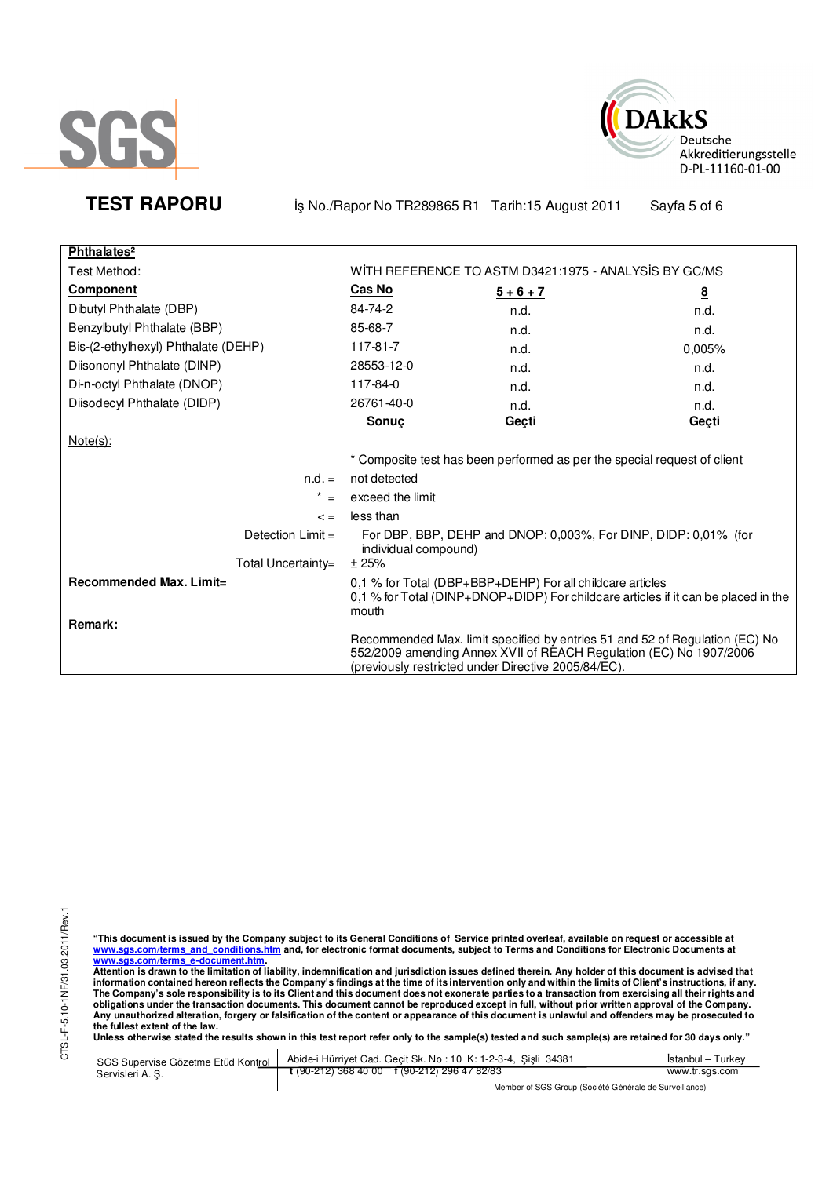## TEST RAPORU

İş No./Rapor No TR289865 R1 Tarih:15 August 2011

**Phthalates²**

| | | | |
|---|---|---|---|
| Test Method: | WİTH REFERENCE TO ASTM D3421:1975 - ANALYSİS BY GC/MS | | |
| **Component** | **Cas No** | **5 + 6 + 7** | **8** |
| Dibutyl Phthalate (DBP) | 84-74-2 | n.d. | n.d. |
| Benzylbutyl Phthalate (BBP) | 85-68-7 | n.d. | n.d. |
| Bis-(2-ethylhexyl) Phthalate (DEHP) | 117-81-7 | n.d. | 0,005% |
| Diisononyl Phthalate (DINP) | 28553-12-0 | n.d. | n.d. |
| Di-n-octyl Phthalate (DNOP) | 117-84-0 | n.d. | n.d. |
| Diisodecyl Phthalate (DIDP) | 26761-40-0 | n.d. | n.d. |
| | **Sonuç** | **Geçti** | **Geçti** |

Note(s):

\* Composite test has been performed as per the special request of client

n.d. = not detected

\* = exceed the limit

< = less than

Detection Limit = For DBP, BBP, DEHP and DNOP: 0,003%, For DINP, DIDP: 0,01% (for individual compound)

Total Uncertainty= ± 25%

**Recommended Max. Limit=** 0,1 % for Total (DBP+BBP+DEHP) For all childcare articles
0,1 % for Total (DINP+DNOP+DIDP) For childcare articles if it can be placed in the mouth

**Remark:**

Recommended Max. limit specified by entries 51 and 52 of Regulation (EC) No 552/2009 amending Annex XVII of REACH Regulation (EC) No 1907/2006 (previously restricted under Directive 2005/84/EC).

**"This document is issued by the Company subject to its General Conditions of Service printed overleaf, available on request or accessible at www.sgs.com/terms_and_conditions.htm and, for electronic format documents, subject to Terms and Conditions for Electronic Documents at www.sgs.com/terms_e-document.htm.**
**Attention is drawn to the limitation of liability, indemnification and jurisdiction issues defined therein. Any holder of this document is advised that information contained hereon reflects the Company's findings at the time of its intervention only and within the limits of Client's instructions, if any. The Company's sole responsibility is to its Client and this document does not exonerate parties to a transaction from exercising all their rights and obligations under the transaction documents. This document cannot be reproduced except in full, without prior written approval of the Company. Any unauthorized alteration, forgery or falsification of the content or appearance of this document is unlawful and offenders may be prosecuted to the fullest extent of the law.**
**Unless otherwise stated the results shown in this test report refer only to the sample(s) tested and such sample(s) are retained for 30 days only."**

SGS Supervise Gözetme Etüd Kontrol Servisleri A. Ş. | Abide-i Hürriyet Cad. Geçit Sk. No : 10 K: 1-2-3-4, Şişli 34381 | t (90-212) 368 40 00 f (90-212) 296 47 82/83 | İstanbul – Turkey | www.tr.sgs.com

Member of SGS Group (Société Générale de Surveillance)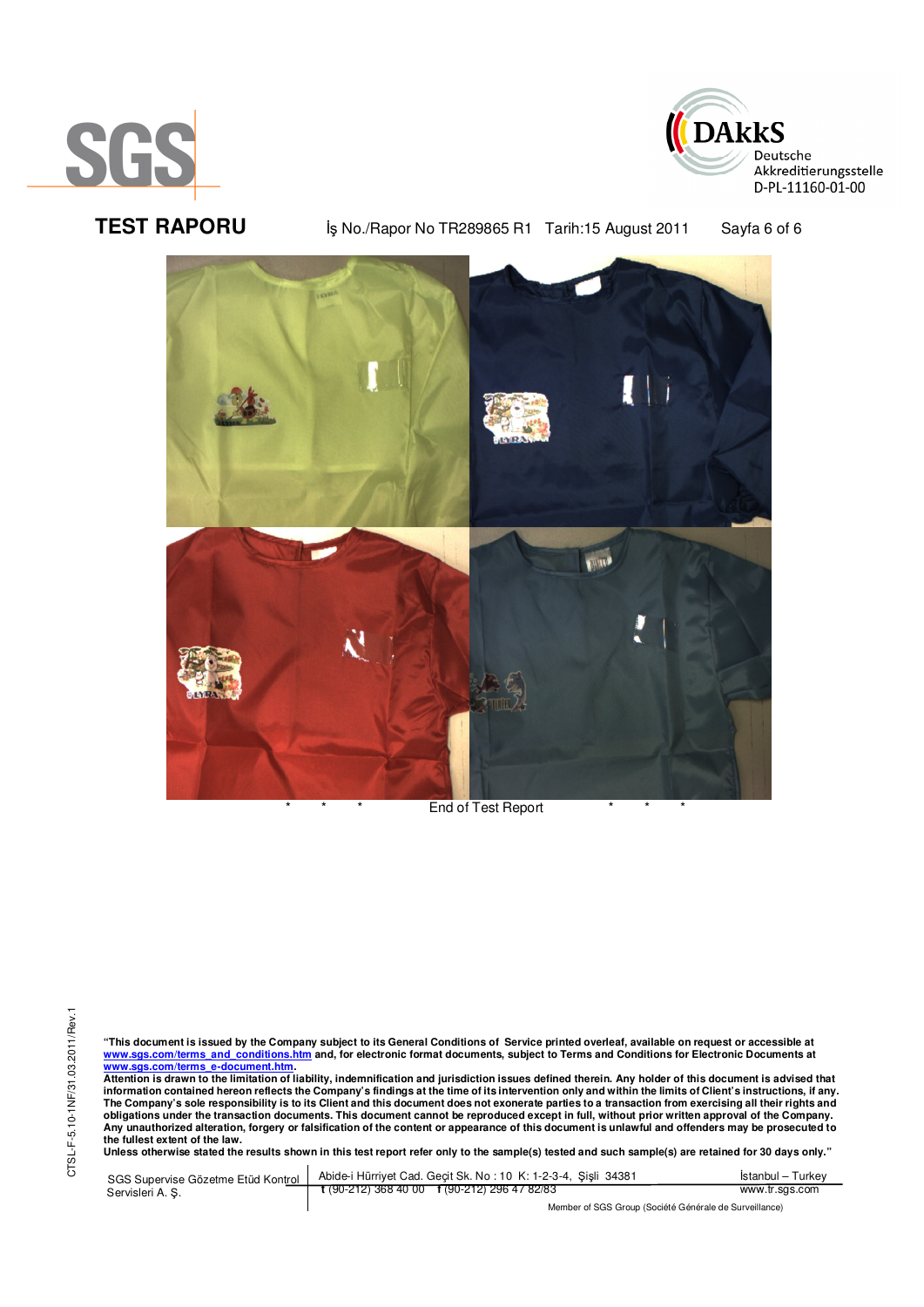**TEST RAPORU** İş No./Rapor No TR289865 R1 Tarih:15 August 2011

\* \* \* End of Test Report \* \* \*

**"This document is issued by the Company subject to its General Conditions of Service printed overleaf, available on request or accessible at www.sgs.com/terms_and_conditions.htm and, for electronic format documents, subject to Terms and Conditions for Electronic Documents at www.sgs.com/terms_e-document.htm.**
**Attention is drawn to the limitation of liability, indemnification and jurisdiction issues defined therein. Any holder of this document is advised that information contained hereon reflects the Company's findings at the time of its intervention only and within the limits of Client's instructions, if any. The Company's sole responsibility is to its Client and this document does not exonerate parties to a transaction from exercising all their rights and obligations under the transaction documents. This document cannot be reproduced except in full, without prior written approval of the Company. Any unauthorized alteration, forgery or falsification of the content or appearance of this document is unlawful and offenders may be prosecuted to the fullest extent of the law.**
**Unless otherwise stated the results shown in this test report refer only to the sample(s) tested and such sample(s) are retained for 30 days only."**

SGS Supervise Gözetme Etüd Kontrol Servisleri A. Ş. | Abide-i Hürriyet Cad. Geçit Sk. No : 10 K: 1-2-3-4, Şişli 34381 | İstanbul – Turkey
t (90-212) 368 40 00 f (90-212) 296 47 82/83 | www.tr.sgs.com

Member of SGS Group (Société Générale de Surveillance)

CTSL-F-5.10-1NF/31.03.2011/Rev.1